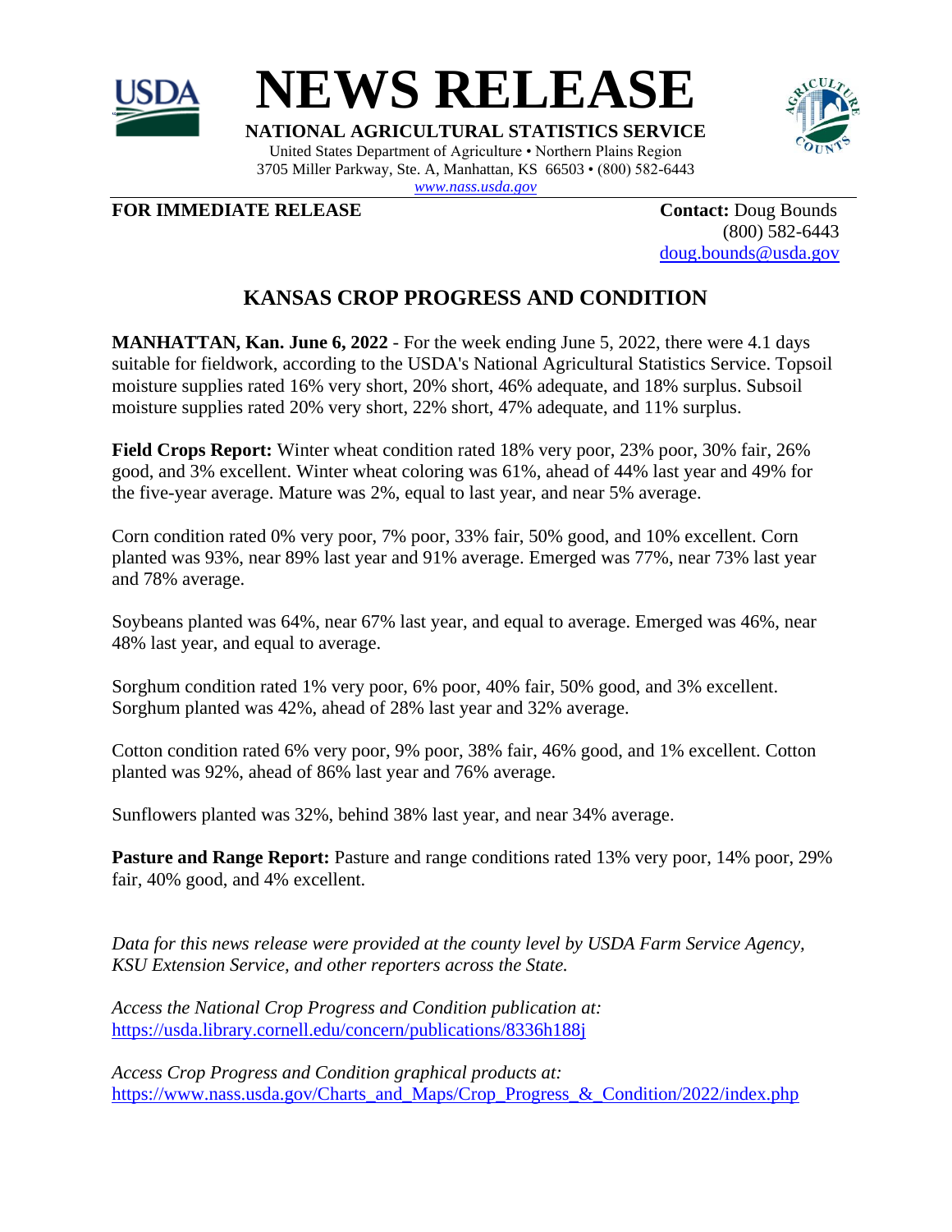# NEWS RELEASE

**NATIONAL AGRICULTURAL STATISTICS SERVICE**

United States Department of Agriculture • Northern Plains Region
3705 Miller Parkway, Ste. A, Manhattan, KS 66503 • (800) 582-6443
*www.nass.usda.gov*

**FOR IMMEDIATE RELEASE**

**Contact:** Doug Bounds
(800) 582-6443
doug.bounds@usda.gov

## KANSAS CROP PROGRESS AND CONDITION

**MANHATTAN, Kan. June 6, 2022** - For the week ending June 5, 2022, there were 4.1 days suitable for fieldwork, according to the USDA's National Agricultural Statistics Service. Topsoil moisture supplies rated 16% very short, 20% short, 46% adequate, and 18% surplus. Subsoil moisture supplies rated 20% very short, 22% short, 47% adequate, and 11% surplus.

**Field Crops Report:** Winter wheat condition rated 18% very poor, 23% poor, 30% fair, 26% good, and 3% excellent. Winter wheat coloring was 61%, ahead of 44% last year and 49% for the five-year average. Mature was 2%, equal to last year, and near 5% average.

Corn condition rated 0% very poor, 7% poor, 33% fair, 50% good, and 10% excellent. Corn planted was 93%, near 89% last year and 91% average. Emerged was 77%, near 73% last year and 78% average.

Soybeans planted was 64%, near 67% last year, and equal to average. Emerged was 46%, near 48% last year, and equal to average.

Sorghum condition rated 1% very poor, 6% poor, 40% fair, 50% good, and 3% excellent. Sorghum planted was 42%, ahead of 28% last year and 32% average.

Cotton condition rated 6% very poor, 9% poor, 38% fair, 46% good, and 1% excellent. Cotton planted was 92%, ahead of 86% last year and 76% average.

Sunflowers planted was 32%, behind 38% last year, and near 34% average.

**Pasture and Range Report:** Pasture and range conditions rated 13% very poor, 14% poor, 29% fair, 40% good, and 4% excellent.

*Data for this news release were provided at the county level by USDA Farm Service Agency, KSU Extension Service, and other reporters across the State.*

*Access the National Crop Progress and Condition publication at:*
https://usda.library.cornell.edu/concern/publications/8336h188j

*Access Crop Progress and Condition graphical products at:*
https://www.nass.usda.gov/Charts_and_Maps/Crop_Progress_&_Condition/2022/index.php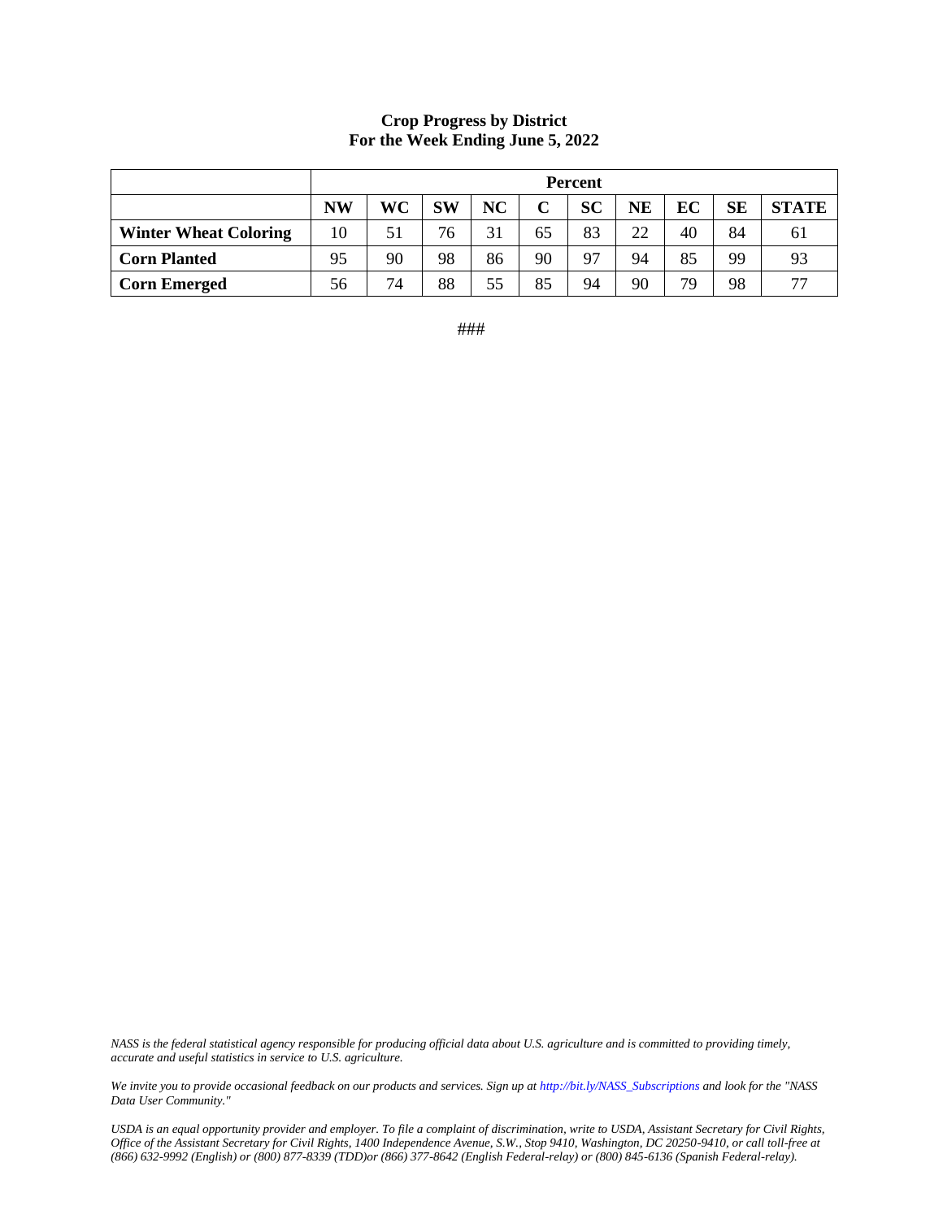**Crop Progress by District**
**For the Week Ending June 5, 2022**

| | Percent | | | | | | | | | |
|---|---|---|---|---|---|---|---|---|---|---|
| | **NW** | **WC** | **SW** | **NC** | **C** | **SC** | **NE** | **EC** | **SE** | **STATE** |
| **Winter Wheat Coloring** | 10 | 51 | 76 | 31 | 65 | 83 | 22 | 40 | 84 | 61 |
| **Corn Planted** | 95 | 90 | 98 | 86 | 90 | 97 | 94 | 85 | 99 | 93 |
| **Corn Emerged** | 56 | 74 | 88 | 55 | 85 | 94 | 90 | 79 | 98 | 77 |

###

*NASS is the federal statistical agency responsible for producing official data about U.S. agriculture and is committed to providing timely, accurate and useful statistics in service to U.S. agriculture.*

*We invite you to provide occasional feedback on our products and services. Sign up at http://bit.ly/NASS_Subscriptions and look for the "NASS Data User Community."*

*USDA is an equal opportunity provider and employer. To file a complaint of discrimination, write to USDA, Assistant Secretary for Civil Rights, Office of the Assistant Secretary for Civil Rights, 1400 Independence Avenue, S.W., Stop 9410, Washington, DC 20250-9410, or call toll-free at (866) 632-9992 (English) or (800) 877-8339 (TDD)or (866) 377-8642 (English Federal-relay) or (800) 845-6136 (Spanish Federal-relay).*